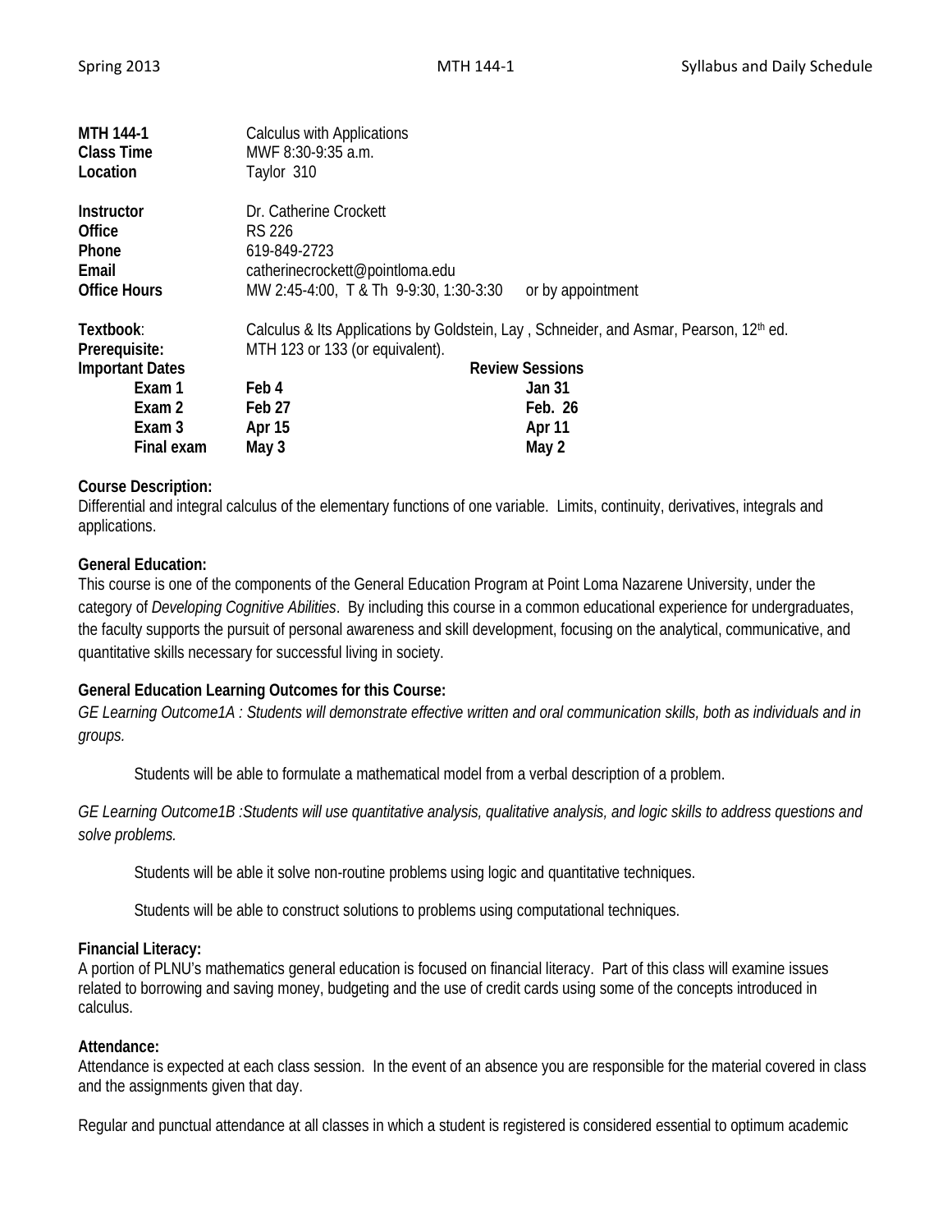| | | |
|---|---|---|
| **MTH 144-1** | Calculus with Applications | |
| **Class Time** | MWF 8:30-9:35 a.m. | |
| **Location** | Taylor 310 | |
| **Instructor** | Dr. Catherine Crockett | |
| **Office** | RS 226 | |
| **Phone** | 619-849-2723 | |
| **Email** | catherinecrockett@pointloma.edu | |
| **Office Hours** | MW 2:45-4:00, T & Th 9-9:30, 1:30-3:30 | or by appointment |
| **Textbook**: | Calculus & Its Applications by Goldstein, Lay , Schneider, and Asmar, Pearson, 12th ed. | |
| **Prerequisite:** | MTH 123 or 133 (or equivalent). | |
| **Important Dates** | | **Review Sessions** |
| **Exam 1** | **Feb 4** | **Jan 31** |
| **Exam 2** | **Feb 27** | **Feb. 26** |
| **Exam 3** | **Apr 15** | **Apr 11** |
| **Final exam** | **May 3** | **May 2** |

**Course Description:**
Differential and integral calculus of the elementary functions of one variable. Limits, continuity, derivatives, integrals and applications.

**General Education:**
This course is one of the components of the General Education Program at Point Loma Nazarene University, under the category of *Developing Cognitive Abilities*. By including this course in a common educational experience for undergraduates, the faculty supports the pursuit of personal awareness and skill development, focusing on the analytical, communicative, and quantitative skills necessary for successful living in society.

**General Education Learning Outcomes for this Course:**
*GE Learning Outcome1A : Students will demonstrate effective written and oral communication skills, both as individuals and in groups.*

Students will be able to formulate a mathematical model from a verbal description of a problem.

*GE Learning Outcome1B :Students will use quantitative analysis, qualitative analysis, and logic skills to address questions and solve problems.*

Students will be able it solve non-routine problems using logic and quantitative techniques.

Students will be able to construct solutions to problems using computational techniques.

**Financial Literacy:**
A portion of PLNU's mathematics general education is focused on financial literacy. Part of this class will examine issues related to borrowing and saving money, budgeting and the use of credit cards using some of the concepts introduced in calculus.

**Attendance:**
Attendance is expected at each class session. In the event of an absence you are responsible for the material covered in class and the assignments given that day.

Regular and punctual attendance at all classes in which a student is registered is considered essential to optimum academic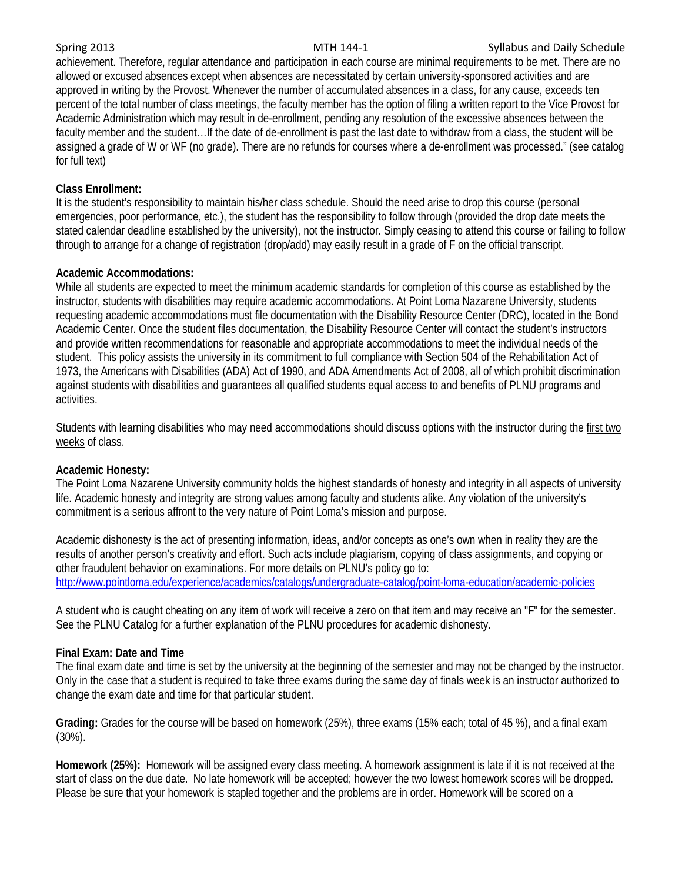achievement. Therefore, regular attendance and participation in each course are minimal requirements to be met. There are no allowed or excused absences except when absences are necessitated by certain university-sponsored activities and are approved in writing by the Provost. Whenever the number of accumulated absences in a class, for any cause, exceeds ten percent of the total number of class meetings, the faculty member has the option of filing a written report to the Vice Provost for Academic Administration which may result in de-enrollment, pending any resolution of the excessive absences between the faculty member and the student…If the date of de-enrollment is past the last date to withdraw from a class, the student will be assigned a grade of W or WF (no grade). There are no refunds for courses where a de-enrollment was processed." (see catalog for full text)

**Class Enrollment:**
It is the student's responsibility to maintain his/her class schedule. Should the need arise to drop this course (personal emergencies, poor performance, etc.), the student has the responsibility to follow through (provided the drop date meets the stated calendar deadline established by the university), not the instructor. Simply ceasing to attend this course or failing to follow through to arrange for a change of registration (drop/add) may easily result in a grade of F on the official transcript.

**Academic Accommodations:**
While all students are expected to meet the minimum academic standards for completion of this course as established by the instructor, students with disabilities may require academic accommodations. At Point Loma Nazarene University, students requesting academic accommodations must file documentation with the Disability Resource Center (DRC), located in the Bond Academic Center. Once the student files documentation, the Disability Resource Center will contact the student's instructors and provide written recommendations for reasonable and appropriate accommodations to meet the individual needs of the student. This policy assists the university in its commitment to full compliance with Section 504 of the Rehabilitation Act of 1973, the Americans with Disabilities (ADA) Act of 1990, and ADA Amendments Act of 2008, all of which prohibit discrimination against students with disabilities and guarantees all qualified students equal access to and benefits of PLNU programs and activities.

Students with learning disabilities who may need accommodations should discuss options with the instructor during the first two weeks of class.

**Academic Honesty:**
The Point Loma Nazarene University community holds the highest standards of honesty and integrity in all aspects of university life. Academic honesty and integrity are strong values among faculty and students alike. Any violation of the university's commitment is a serious affront to the very nature of Point Loma's mission and purpose.

Academic dishonesty is the act of presenting information, ideas, and/or concepts as one's own when in reality they are the results of another person's creativity and effort. Such acts include plagiarism, copying of class assignments, and copying or other fraudulent behavior on examinations. For more details on PLNU's policy go to:
http://www.pointloma.edu/experience/academics/catalogs/undergraduate-catalog/point-loma-education/academic-policies

A student who is caught cheating on any item of work will receive a zero on that item and may receive an "F" for the semester. See the PLNU Catalog for a further explanation of the PLNU procedures for academic dishonesty.

**Final Exam: Date and Time**
The final exam date and time is set by the university at the beginning of the semester and may not be changed by the instructor. Only in the case that a student is required to take three exams during the same day of finals week is an instructor authorized to change the exam date and time for that particular student.

**Grading:** Grades for the course will be based on homework (25%), three exams (15% each; total of 45 %), and a final exam (30%).

**Homework (25%):** Homework will be assigned every class meeting. A homework assignment is late if it is not received at the start of class on the due date. No late homework will be accepted; however the two lowest homework scores will be dropped. Please be sure that your homework is stapled together and the problems are in order. Homework will be scored on a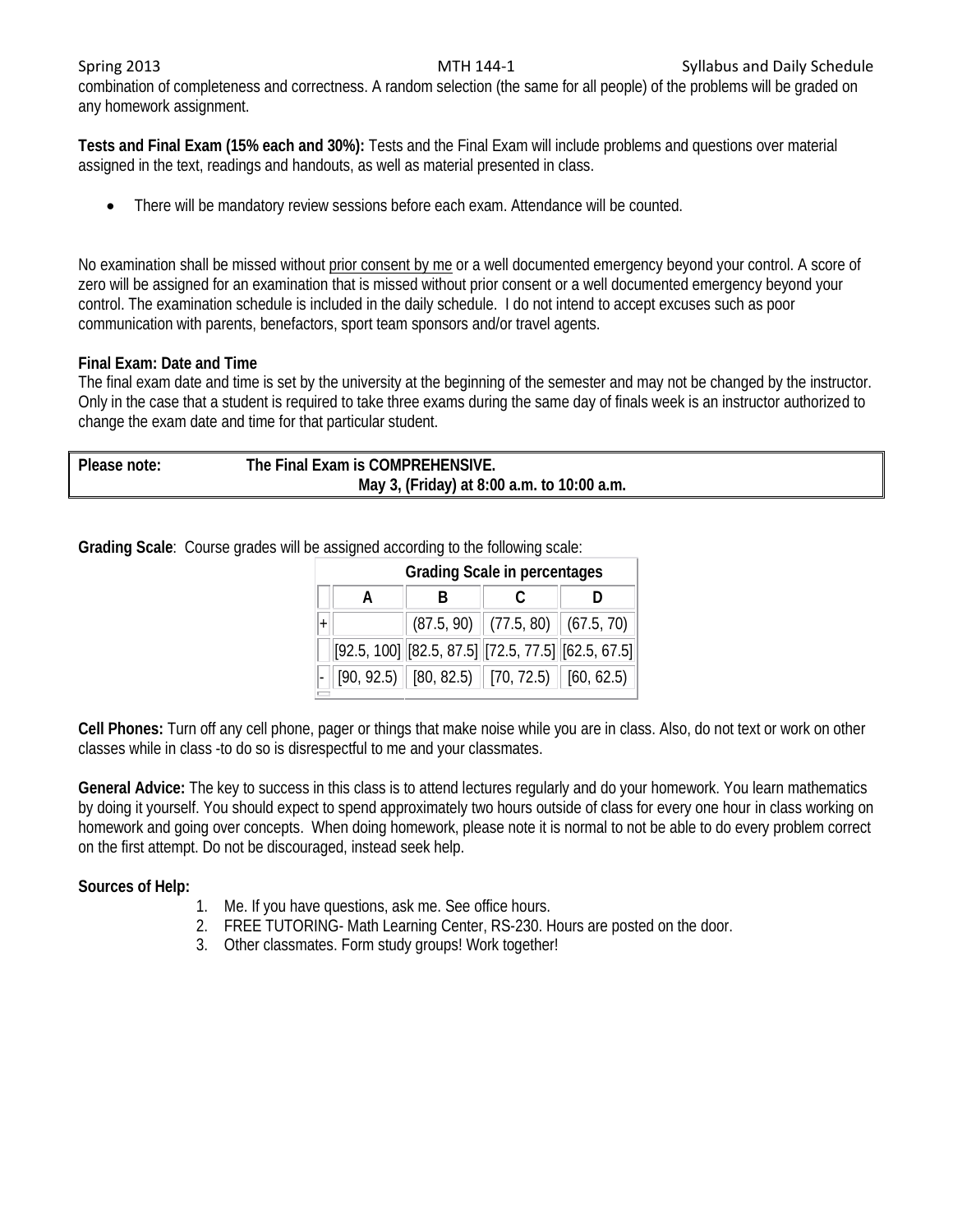combination of completeness and correctness. A random selection (the same for all people) of the problems will be graded on any homework assignment.

**Tests and Final Exam (15% each and 30%):** Tests and the Final Exam will include problems and questions over material assigned in the text, readings and handouts, as well as material presented in class.

- There will be mandatory review sessions before each exam. Attendance will be counted.

No examination shall be missed without prior consent by me or a well documented emergency beyond your control. A score of zero will be assigned for an examination that is missed without prior consent or a well documented emergency beyond your control. The examination schedule is included in the daily schedule. I do not intend to accept excuses such as poor communication with parents, benefactors, sport team sponsors and/or travel agents.

**Final Exam: Date and Time**

The final exam date and time is set by the university at the beginning of the semester and may not be changed by the instructor. Only in the case that a student is required to take three exams during the same day of finals week is an instructor authorized to change the exam date and time for that particular student.

| **Please note:** | **The Final Exam is COMPREHENSIVE.** <br> **May 3, (Friday) at 8:00 a.m. to 10:00 a.m.** |
|---|---|

**Grading Scale**: Course grades will be assigned according to the following scale:

| | **Grading Scale in percentages** | | | |
|---|---|---|---|---|
| | **A** | **B** | **C** | **D** |
| + | | (87.5, 90) | (77.5, 80) | (67.5, 70) |
| | [92.5, 100] | [82.5, 87.5] | [72.5, 77.5] | [62.5, 67.5] |
| - | [90, 92.5) | [80, 82.5) | [70, 72.5) | [60, 62.5) |

**Cell Phones:** Turn off any cell phone, pager or things that make noise while you are in class. Also, do not text or work on other classes while in class -to do so is disrespectful to me and your classmates.

**General Advice:** The key to success in this class is to attend lectures regularly and do your homework. You learn mathematics by doing it yourself. You should expect to spend approximately two hours outside of class for every one hour in class working on homework and going over concepts. When doing homework, please note it is normal to not be able to do every problem correct on the first attempt. Do not be discouraged, instead seek help.

**Sources of Help:**

1. Me. If you have questions, ask me. See office hours.
2. FREE TUTORING- Math Learning Center, RS-230. Hours are posted on the door.
3. Other classmates. Form study groups! Work together!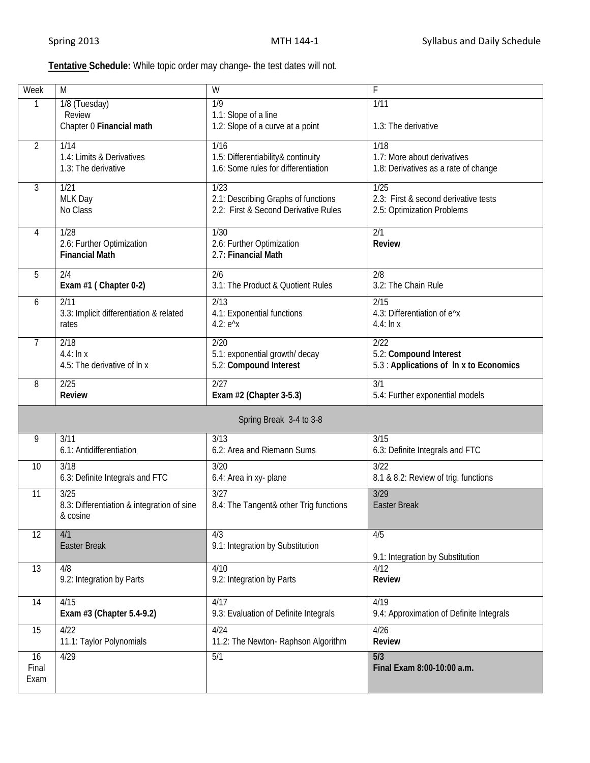**Tentative Schedule:** While topic order may change- the test dates will not.

| Week | M | W | F |
|---|---|---|---|
| 1 | 1/8 (Tuesday)<br>Review<br>Chapter 0 **Financial math** | 1/9<br>1.1: Slope of a line<br>1.2: Slope of a curve at a point | 1/11<br><br>1.3: The derivative |
| 2 | 1/14<br>1.4: Limits & Derivatives<br>1.3: The derivative | 1/16<br>1.5: Differentiability& continuity<br>1.6: Some rules for differentiation | 1/18<br>1.7: More about derivatives<br>1.8: Derivatives as a rate of change |
| 3 | 1/21<br>MLK Day<br>No Class | 1/23<br>2.1: Describing Graphs of functions<br>2.2: First & Second Derivative Rules | 1/25<br>2.3: First & second derivative tests<br>2.5: Optimization Problems |
| 4 | 1/28<br>2.6: Further Optimization<br>**Financial Math** | 1/30<br>2.6: Further Optimization<br>2.7**: Financial Math** | 2/1<br>**Review** |
| 5 | 2/4<br>**Exam #1 ( Chapter 0-2)** | 2/6<br>3.1: The Product & Quotient Rules | 2/8<br>3.2: The Chain Rule |
| 6 | 2/11<br>3.3: Implicit differentiation & related rates | 2/13<br>4.1: Exponential functions<br>4.2: e^x | 2/15<br>4.3: Differentiation of e^x<br>4.4: ln x |
| 7 | 2/18<br>4.4: ln x<br>4.5: The derivative of ln x | 2/20<br>5.1: exponential growth/ decay<br>5.2: **Compound Interest** | 2/22<br>5.2: **Compound Interest**<br>5.3 : **Applications of ln x to Economics** |
| 8 | 2/25<br>**Review** | 2/27<br>**Exam #2 (Chapter 3-5.3)** | 3/1<br>5.4: Further exponential models |
| | | Spring Break 3-4 to 3-8 | |
| 9 | 3/11<br>6.1: Antidifferentiation | 3/13<br>6.2: Area and Riemann Sums | 3/15<br>6.3: Definite Integrals and FTC |
| 10 | 3/18<br>6.3: Definite Integrals and FTC | 3/20<br>6.4: Area in xy- plane | 3/22<br>8.1 & 8.2: Review of trig. functions |
| 11 | 3/25<br>8.3: Differentiation & integration of sine & cosine | 3/27<br>8.4: The Tangent& other Trig functions | 3/29<br>Easter Break |
| 12 | 4/1<br>Easter Break | 4/3<br>9.1: Integration by Substitution | 4/5<br><br>9.1: Integration by Substitution |
| 13 | 4/8<br>9.2: Integration by Parts | 4/10<br>9.2: Integration by Parts | 4/12<br>**Review** |
| 14 | 4/15<br>**Exam #3 (Chapter 5.4-9.2)** | 4/17<br>9.3: Evaluation of Definite Integrals | 4/19<br>9.4: Approximation of Definite Integrals |
| 15 | 4/22<br>11.1: Taylor Polynomials | 4/24<br>11.2: The Newton- Raphson Algorithm | 4/26<br>**Review** |
| 16<br>Final<br>Exam | 4/29 | 5/1 | **5/3**<br>**Final Exam 8:00-10:00 a.m.** |